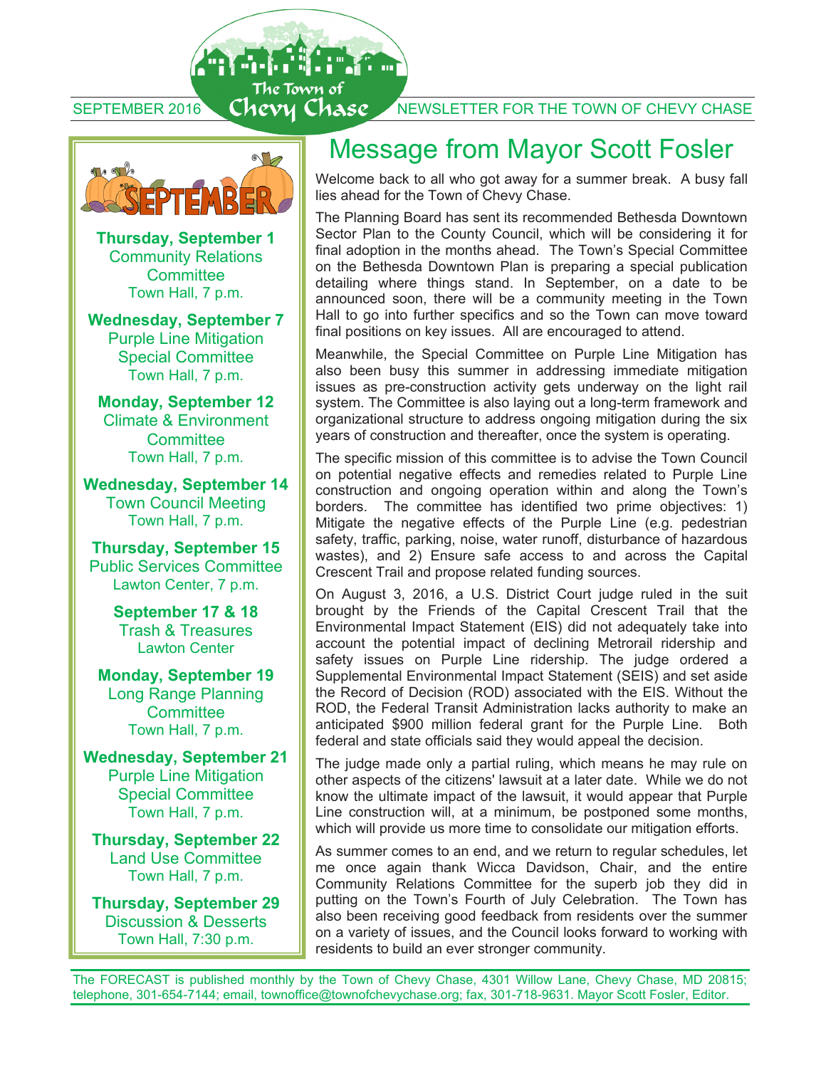SEPTEMBER 2016 — The Town of Chevy Chase — NEWSLETTER FOR THE TOWN OF CHEVY CHASE

# Message from Mayor Scott Fosler

Welcome back to all who got away for a summer break. A busy fall lies ahead for the Town of Chevy Chase.

The Planning Board has sent its recommended Bethesda Downtown Sector Plan to the County Council, which will be considering it for final adoption in the months ahead. The Town's Special Committee on the Bethesda Downtown Plan is preparing a special publication detailing where things stand. In September, on a date to be announced soon, there will be a community meeting in the Town Hall to go into further specifics and so the Town can move toward final positions on key issues. All are encouraged to attend.

Meanwhile, the Special Committee on Purple Line Mitigation has also been busy this summer in addressing immediate mitigation issues as pre-construction activity gets underway on the light rail system. The Committee is also laying out a long-term framework and organizational structure to address ongoing mitigation during the six years of construction and thereafter, once the system is operating.

The specific mission of this committee is to advise the Town Council on potential negative effects and remedies related to Purple Line construction and ongoing operation within and along the Town's borders. The committee has identified two prime objectives: 1) Mitigate the negative effects of the Purple Line (e.g. pedestrian safety, traffic, parking, noise, water runoff, disturbance of hazardous wastes), and 2) Ensure safe access to and across the Capital Crescent Trail and propose related funding sources.

On August 3, 2016, a U.S. District Court judge ruled in the suit brought by the Friends of the Capital Crescent Trail that the Environmental Impact Statement (EIS) did not adequately take into account the potential impact of declining Metrorail ridership and safety issues on Purple Line ridership. The judge ordered a Supplemental Environmental Impact Statement (SEIS) and set aside the Record of Decision (ROD) associated with the EIS. Without the ROD, the Federal Transit Administration lacks authority to make an anticipated $900 million federal grant for the Purple Line. Both federal and state officials said they would appeal the decision.

The judge made only a partial ruling, which means he may rule on other aspects of the citizens' lawsuit at a later date. While we do not know the ultimate impact of the lawsuit, it would appear that Purple Line construction will, at a minimum, be postponed some months, which will provide us more time to consolidate our mitigation efforts.

As summer comes to an end, and we return to regular schedules, let me once again thank Wicca Davidson, Chair, and the entire Community Relations Committee for the superb job they did in putting on the Town's Fourth of July Celebration. The Town has also been receiving good feedback from residents over the summer on a variety of issues, and the Council looks forward to working with residents to build an ever stronger community.

## SEPTEMBER

**Thursday, September 1**
Community Relations Committee
Town Hall, 7 p.m.

**Wednesday, September 7**
Purple Line Mitigation Special Committee
Town Hall, 7 p.m.

**Monday, September 12**
Climate & Environment Committee
Town Hall, 7 p.m.

**Wednesday, September 14**
Town Council Meeting
Town Hall, 7 p.m.

**Thursday, September 15**
Public Services Committee
Lawton Center, 7 p.m.

**September 17 & 18**
Trash & Treasures
Lawton Center

**Monday, September 19**
Long Range Planning Committee
Town Hall, 7 p.m.

**Wednesday, September 21**
Purple Line Mitigation Special Committee
Town Hall, 7 p.m.

**Thursday, September 22**
Land Use Committee
Town Hall, 7 p.m.

**Thursday, September 29**
Discussion & Desserts
Town Hall, 7:30 p.m.

The FORECAST is published monthly by the Town of Chevy Chase, 4301 Willow Lane, Chevy Chase, MD 20815; telephone, 301-654-7144; email, townoffice@townofchevychase.org; fax, 301-718-9631. Mayor Scott Fosler, Editor.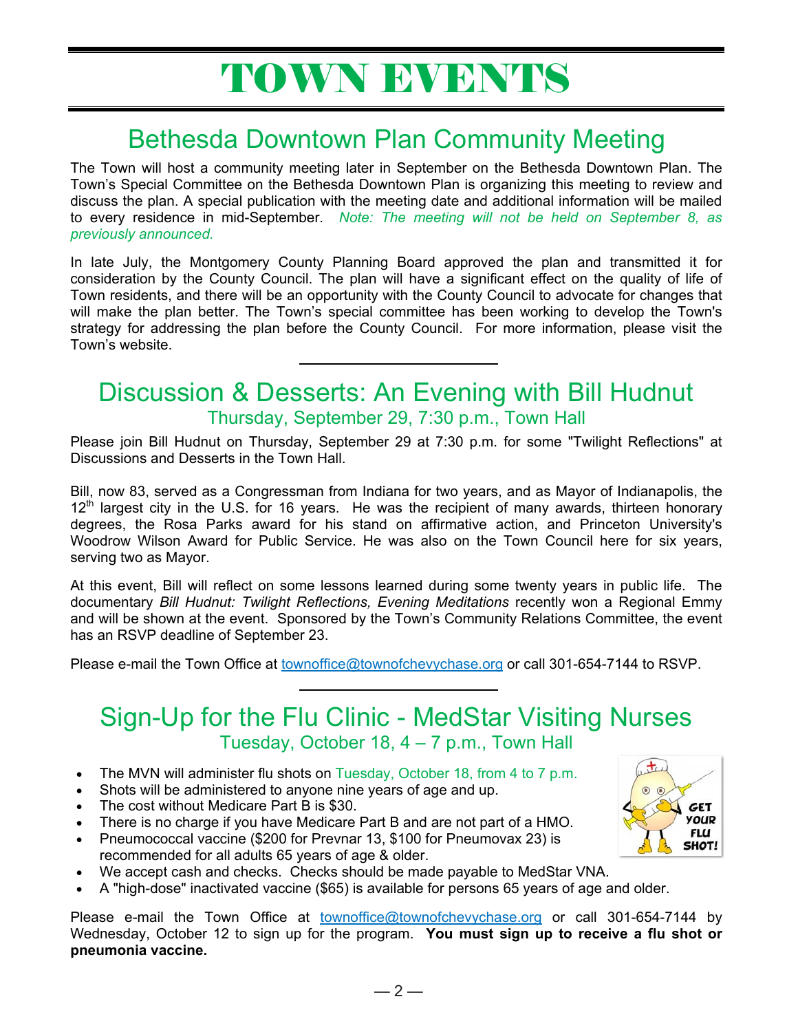# TOWN EVENTS

## Bethesda Downtown Plan Community Meeting

The Town will host a community meeting later in September on the Bethesda Downtown Plan. The Town's Special Committee on the Bethesda Downtown Plan is organizing this meeting to review and discuss the plan. A special publication with the meeting date and additional information will be mailed to every residence in mid-September. *Note: The meeting will not be held on September 8, as previously announced.*

In late July, the Montgomery County Planning Board approved the plan and transmitted it for consideration by the County Council. The plan will have a significant effect on the quality of life of Town residents, and there will be an opportunity with the County Council to advocate for changes that will make the plan better. The Town's special committee has been working to develop the Town's strategy for addressing the plan before the County Council. For more information, please visit the Town's website.

---

## Discussion & Desserts: An Evening with Bill Hudnut

### Thursday, September 29, 7:30 p.m., Town Hall

Please join Bill Hudnut on Thursday, September 29 at 7:30 p.m. for some "Twilight Reflections" at Discussions and Desserts in the Town Hall.

Bill, now 83, served as a Congressman from Indiana for two years, and as Mayor of Indianapolis, the 12th largest city in the U.S. for 16 years. He was the recipient of many awards, thirteen honorary degrees, the Rosa Parks award for his stand on affirmative action, and Princeton University's Woodrow Wilson Award for Public Service. He was also on the Town Council here for six years, serving two as Mayor.

At this event, Bill will reflect on some lessons learned during some twenty years in public life. The documentary *Bill Hudnut: Twilight Reflections, Evening Meditations* recently won a Regional Emmy and will be shown at the event. Sponsored by the Town's Community Relations Committee, the event has an RSVP deadline of September 23.

Please e-mail the Town Office at townoffice@townofchevychase.org or call 301-654-7144 to RSVP.

---

## Sign-Up for the Flu Clinic - MedStar Visiting Nurses

### Tuesday, October 18, 4 – 7 p.m., Town Hall

- The MVN will administer flu shots on Tuesday, October 18, from 4 to 7 p.m.
- Shots will be administered to anyone nine years of age and up.
- The cost without Medicare Part B is $30.
- There is no charge if you have Medicare Part B and are not part of a HMO.
- Pneumococcal vaccine ($200 for Prevnar 13, $100 for Pneumovax 23) is recommended for all adults 65 years of age & older.
- We accept cash and checks. Checks should be made payable to MedStar VNA.
- A "high-dose" inactivated vaccine ($65) is available for persons 65 years of age and older.

Please e-mail the Town Office at townoffice@townofchevychase.org or call 301-654-7144 by Wednesday, October 12 to sign up for the program. **You must sign up to receive a flu shot or pneumonia vaccine.**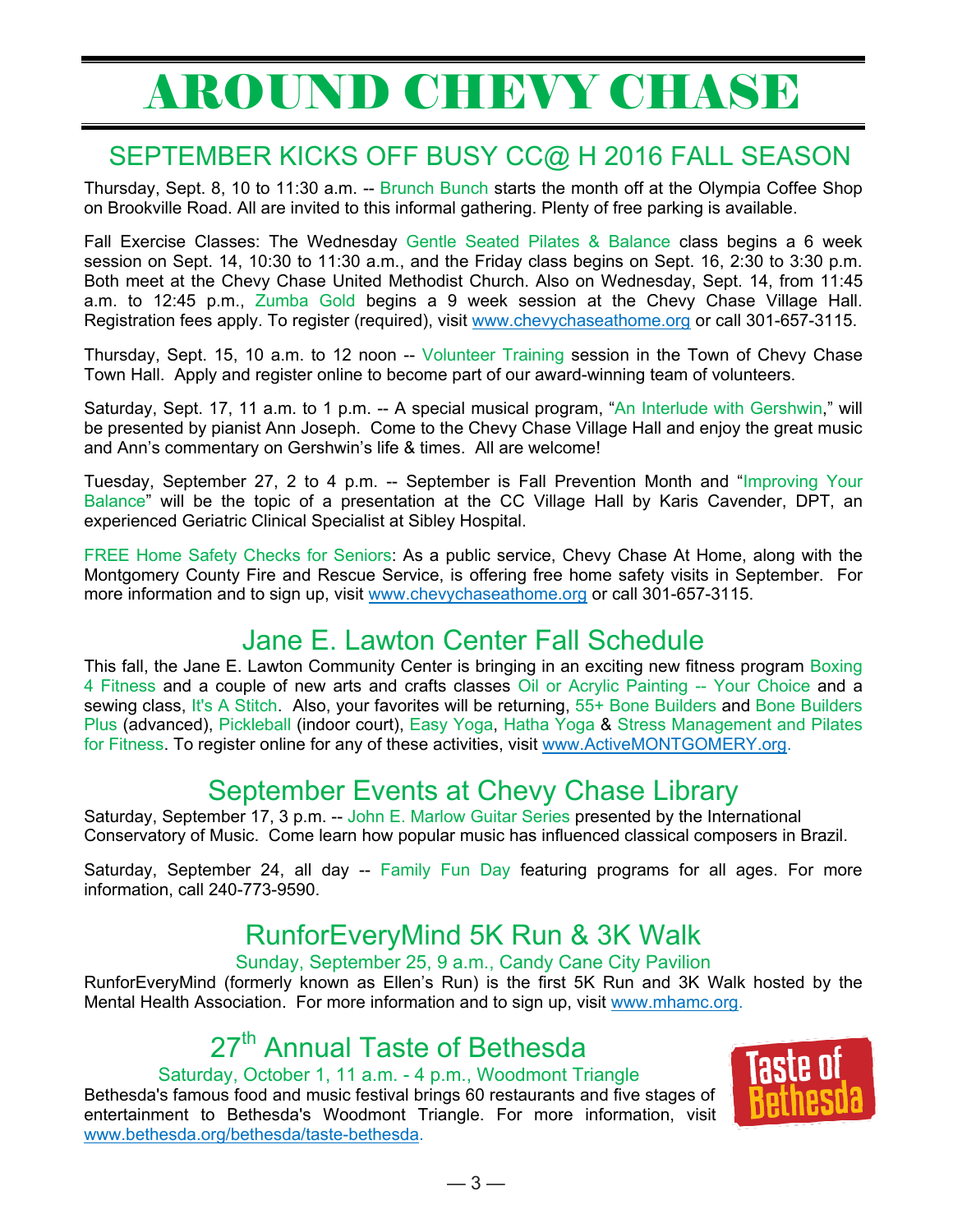# AROUND CHEVY CHASE

## SEPTEMBER KICKS OFF BUSY CC@ H 2016 FALL SEASON

Thursday, Sept. 8, 10 to 11:30 a.m. -- Brunch Bunch starts the month off at the Olympia Coffee Shop on Brookville Road. All are invited to this informal gathering. Plenty of free parking is available.

Fall Exercise Classes: The Wednesday Gentle Seated Pilates & Balance class begins a 6 week session on Sept. 14, 10:30 to 11:30 a.m., and the Friday class begins on Sept. 16, 2:30 to 3:30 p.m. Both meet at the Chevy Chase United Methodist Church. Also on Wednesday, Sept. 14, from 11:45 a.m. to 12:45 p.m., Zumba Gold begins a 9 week session at the Chevy Chase Village Hall. Registration fees apply. To register (required), visit www.chevychaseathome.org or call 301-657-3115.

Thursday, Sept. 15, 10 a.m. to 12 noon -- Volunteer Training session in the Town of Chevy Chase Town Hall. Apply and register online to become part of our award-winning team of volunteers.

Saturday, Sept. 17, 11 a.m. to 1 p.m. -- A special musical program, "An Interlude with Gershwin," will be presented by pianist Ann Joseph. Come to the Chevy Chase Village Hall and enjoy the great music and Ann's commentary on Gershwin's life & times. All are welcome!

Tuesday, September 27, 2 to 4 p.m. -- September is Fall Prevention Month and "Improving Your Balance" will be the topic of a presentation at the CC Village Hall by Karis Cavender, DPT, an experienced Geriatric Clinical Specialist at Sibley Hospital.

FREE Home Safety Checks for Seniors: As a public service, Chevy Chase At Home, along with the Montgomery County Fire and Rescue Service, is offering free home safety visits in September. For more information and to sign up, visit www.chevychaseathome.org or call 301-657-3115.

## Jane E. Lawton Center Fall Schedule

This fall, the Jane E. Lawton Community Center is bringing in an exciting new fitness program Boxing 4 Fitness and a couple of new arts and crafts classes Oil or Acrylic Painting -- Your Choice and a sewing class, It's A Stitch. Also, your favorites will be returning, 55+ Bone Builders and Bone Builders Plus (advanced), Pickleball (indoor court), Easy Yoga, Hatha Yoga & Stress Management and Pilates for Fitness. To register online for any of these activities, visit www.ActiveMONTGOMERY.org.

## September Events at Chevy Chase Library

Saturday, September 17, 3 p.m. -- John E. Marlow Guitar Series presented by the International Conservatory of Music. Come learn how popular music has influenced classical composers in Brazil.

Saturday, September 24, all day -- Family Fun Day featuring programs for all ages. For more information, call 240-773-9590.

## RunforEveryMind 5K Run & 3K Walk

Sunday, September 25, 9 a.m., Candy Cane City Pavilion

RunforEveryMind (formerly known as Ellen's Run) is the first 5K Run and 3K Walk hosted by the Mental Health Association. For more information and to sign up, visit www.mhamc.org.

## 27th Annual Taste of Bethesda

Saturday, October 1, 11 a.m. - 4 p.m., Woodmont Triangle

Bethesda's famous food and music festival brings 60 restaurants and five stages of entertainment to Bethesda's Woodmont Triangle. For more information, visit www.bethesda.org/bethesda/taste-bethesda.

Taste of Bethesda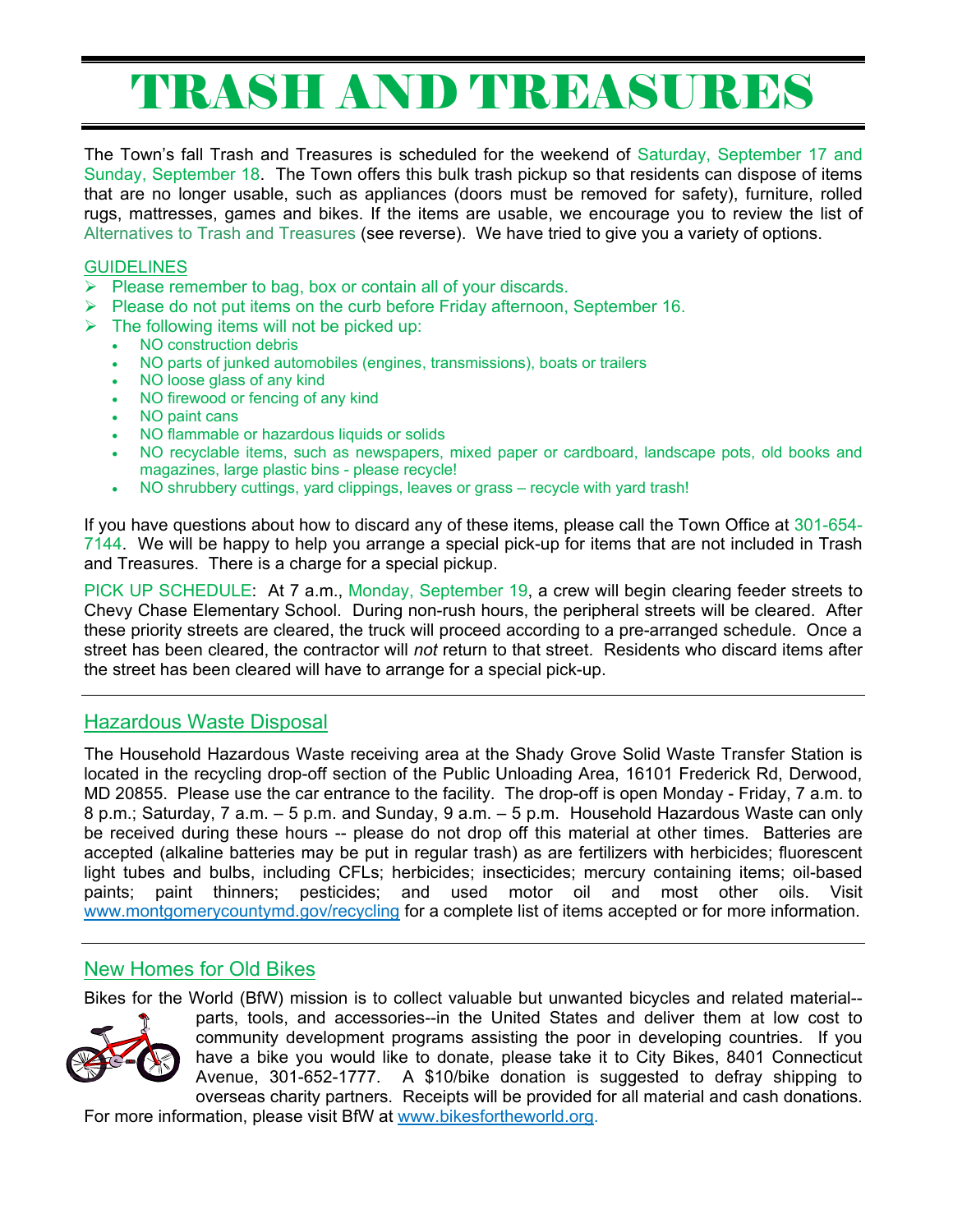# TRASH AND TREASURES

The Town's fall Trash and Treasures is scheduled for the weekend of Saturday, September 17 and Sunday, September 18. The Town offers this bulk trash pickup so that residents can dispose of items that are no longer usable, such as appliances (doors must be removed for safety), furniture, rolled rugs, mattresses, games and bikes. If the items are usable, we encourage you to review the list of Alternatives to Trash and Treasures (see reverse). We have tried to give you a variety of options.

## GUIDELINES

- Please remember to bag, box or contain all of your discards.
- Please do not put items on the curb before Friday afternoon, September 16.
- The following items will not be picked up:
  - NO construction debris
  - NO parts of junked automobiles (engines, transmissions), boats or trailers
  - NO loose glass of any kind
  - NO firewood or fencing of any kind
  - NO paint cans
  - NO flammable or hazardous liquids or solids
  - NO recyclable items, such as newspapers, mixed paper or cardboard, landscape pots, old books and magazines, large plastic bins - please recycle!
  - NO shrubbery cuttings, yard clippings, leaves or grass – recycle with yard trash!

If you have questions about how to discard any of these items, please call the Town Office at 301-654-7144. We will be happy to help you arrange a special pick-up for items that are not included in Trash and Treasures. There is a charge for a special pickup.

PICK UP SCHEDULE: At 7 a.m., Monday, September 19, a crew will begin clearing feeder streets to Chevy Chase Elementary School. During non-rush hours, the peripheral streets will be cleared. After these priority streets are cleared, the truck will proceed according to a pre-arranged schedule. Once a street has been cleared, the contractor will *not* return to that street. Residents who discard items after the street has been cleared will have to arrange for a special pick-up.

## Hazardous Waste Disposal

The Household Hazardous Waste receiving area at the Shady Grove Solid Waste Transfer Station is located in the recycling drop-off section of the Public Unloading Area, 16101 Frederick Rd, Derwood, MD 20855. Please use the car entrance to the facility. The drop-off is open Monday - Friday, 7 a.m. to 8 p.m.; Saturday, 7 a.m. – 5 p.m. and Sunday, 9 a.m. – 5 p.m. Household Hazardous Waste can only be received during these hours -- please do not drop off this material at other times. Batteries are accepted (alkaline batteries may be put in regular trash) as are fertilizers with herbicides; fluorescent light tubes and bulbs, including CFLs; herbicides; insecticides; mercury containing items; oil-based paints; paint thinners; pesticides; and used motor oil and most other oils. Visit www.montgomerycountymd.gov/recycling for a complete list of items accepted or for more information.

## New Homes for Old Bikes

Bikes for the World (BfW) mission is to collect valuable but unwanted bicycles and related material--parts, tools, and accessories--in the United States and deliver them at low cost to community development programs assisting the poor in developing countries. If you have a bike you would like to donate, please take it to City Bikes, 8401 Connecticut Avenue, 301-652-1777. A $10/bike donation is suggested to defray shipping to overseas charity partners. Receipts will be provided for all material and cash donations. For more information, please visit BfW at www.bikesfortheworld.org.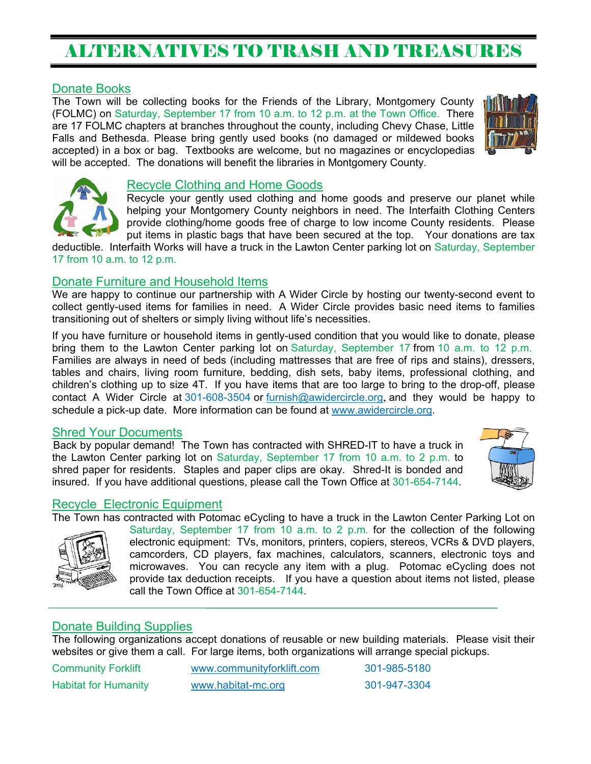# ALTERNATIVES TO TRASH AND TREASURES

## Donate Books

The Town will be collecting books for the Friends of the Library, Montgomery County (FOLMC) on Saturday, September 17 from 10 a.m. to 12 p.m. at the Town Office. There are 17 FOLMC chapters at branches throughout the county, including Chevy Chase, Little Falls and Bethesda. Please bring gently used books (no damaged or mildewed books accepted) in a box or bag. Textbooks are welcome, but no magazines or encyclopedias will be accepted. The donations will benefit the libraries in Montgomery County.

## Recycle Clothing and Home Goods

Recycle your gently used clothing and home goods and preserve our planet while helping your Montgomery County neighbors in need. The Interfaith Clothing Centers provide clothing/home goods free of charge to low income County residents. Please put items in plastic bags that have been secured at the top. Your donations are tax deductible. Interfaith Works will have a truck in the Lawton Center parking lot on Saturday, September 17 from 10 a.m. to 12 p.m.

## Donate Furniture and Household Items

We are happy to continue our partnership with A Wider Circle by hosting our twenty-second event to collect gently-used items for families in need. A Wider Circle provides basic need items to families transitioning out of shelters or simply living without life's necessities.

If you have furniture or household items in gently-used condition that you would like to donate, please bring them to the Lawton Center parking lot on Saturday, September 17 from 10 a.m. to 12 p.m. Families are always in need of beds (including mattresses that are free of rips and stains), dressers, tables and chairs, living room furniture, bedding, dish sets, baby items, professional clothing, and children's clothing up to size 4T. If you have items that are too large to bring to the drop-off, please contact A Wider Circle at 301-608-3504 or furnish@awidercircle.org, and they would be happy to schedule a pick-up date. More information can be found at www.awidercircle.org.

## Shred Your Documents

Back by popular demand! The Town has contracted with SHRED-IT to have a truck in the Lawton Center parking lot on Saturday, September 17 from 10 a.m. to 2 p.m. to shred paper for residents. Staples and paper clips are okay. Shred-It is bonded and insured. If you have additional questions, please call the Town Office at 301-654-7144.

## Recycle Electronic Equipment

The Town has contracted with Potomac eCycling to have a truck in the Lawton Center Parking Lot on Saturday, September 17 from 10 a.m. to 2 p.m. for the collection of the following electronic equipment: TVs, monitors, printers, copiers, stereos, VCRs & DVD players, camcorders, CD players, fax machines, calculators, scanners, electronic toys and microwaves. You can recycle any item with a plug. Potomac eCycling does not provide tax deduction receipts. If you have a question about items not listed, please call the Town Office at 301-654-7144.

---

## Donate Building Supplies

The following organizations accept donations of reusable or new building materials. Please visit their websites or give them a call. For large items, both organizations will arrange special pickups.

| | | |
|---|---|---|
| Community Forklift | www.communityforklift.com | 301-985-5180 |
| Habitat for Humanity | www.habitat-mc.org | 301-947-3304 |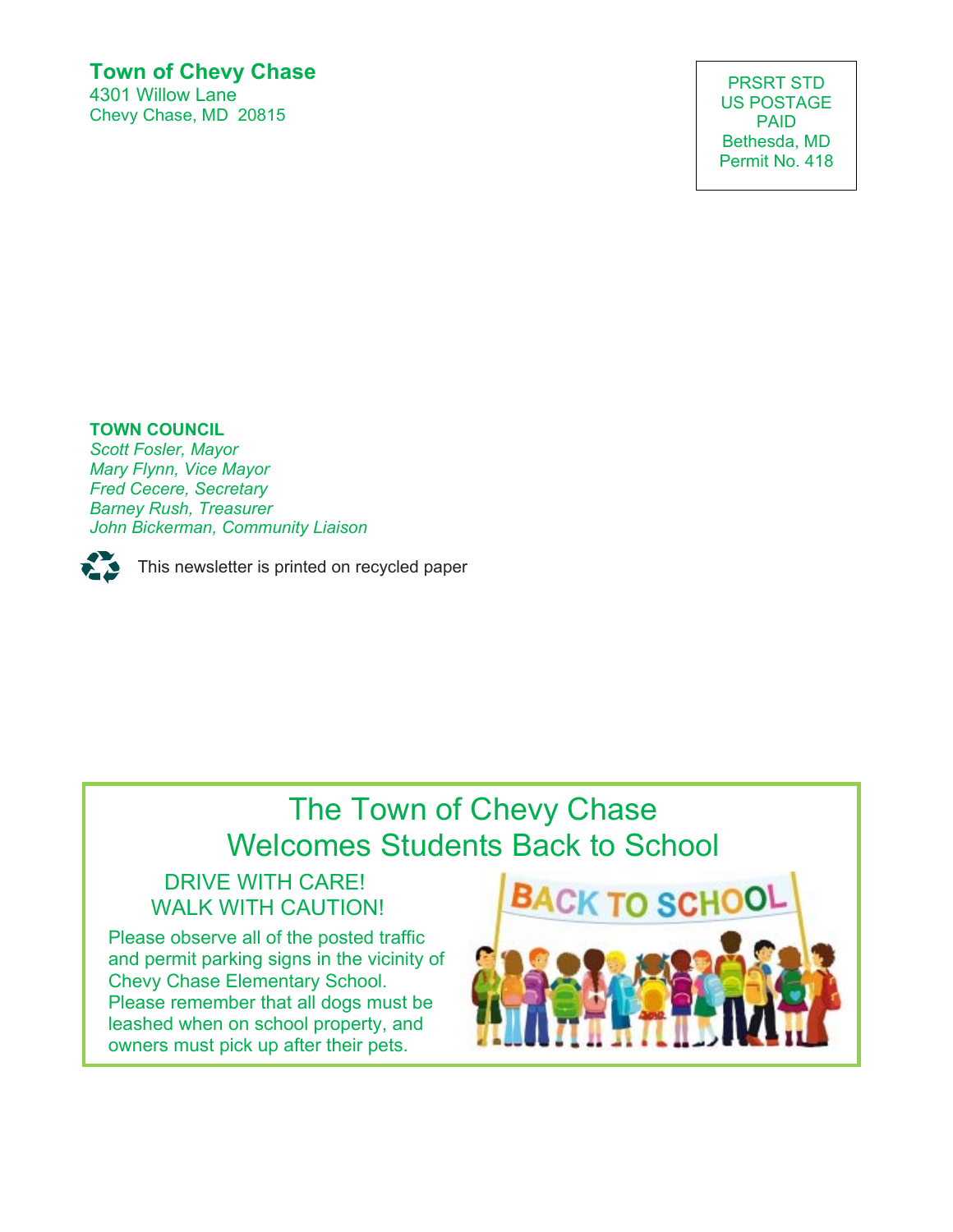**Town of Chevy Chase**
4301 Willow Lane
Chevy Chase, MD 20815

PRSRT STD
US POSTAGE
PAID
Bethesda, MD
Permit No. 418

**TOWN COUNCIL**
*Scott Fosler, Mayor*
*Mary Flynn, Vice Mayor*
*Fred Cecere, Secretary*
*Barney Rush, Treasurer*
*John Bickerman, Community Liaison*

This newsletter is printed on recycled paper

## The Town of Chevy Chase Welcomes Students Back to School

DRIVE WITH CARE!
WALK WITH CAUTION!

Please observe all of the posted traffic and permit parking signs in the vicinity of Chevy Chase Elementary School. Please remember that all dogs must be leashed when on school property, and owners must pick up after their pets.